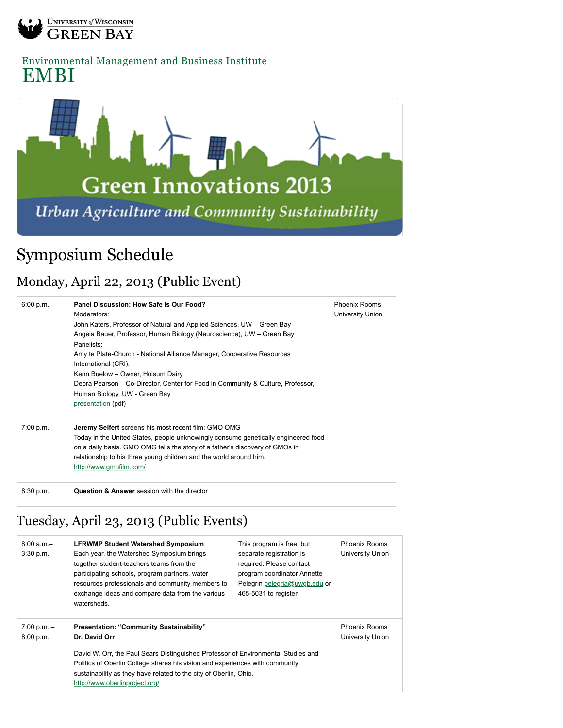University of Wisconsin Green Bay

Environmental Management and Business Institute
EMBI

Green Innovations 2013
*Urban Agriculture and Community Sustainability*

# Symposium Schedule

## Monday, April 22, 2013 (Public Event)

| Time | Event | Location |
|---|---|---|
| 6:00 p.m. | **Panel Discussion: How Safe is Our Food?**<br>Moderators:<br>John Katers, Professor of Natural and Applied Sciences, UW – Green Bay<br>Angela Bauer, Professor, Human Biology (Neuroscience), UW – Green Bay<br>Panelists:<br>Amy te Plate-Church - National Alliance Manager, Cooperative Resources International (CRI).<br>Kenn Buelow – Owner, Holsum Dairy<br>Debra Pearson – Co-Director, Center for Food in Community & Culture, Professor, Human Biology, UW - Green Bay<br>presentation (pdf) | Phoenix Rooms<br>University Union |
| 7:00 p.m. | **Jeremy Seifert** screens his most recent film: GMO OMG<br>Today in the United States, people unknowingly consume genetically engineered food on a daily basis. GMO OMG tells the story of a father's discovery of GMOs in relationship to his three young children and the world around him.<br>http://www.gmofilm.com/ | |
| 8:30 p.m. | **Question & Answer** session with the director | |

## Tuesday, April 23, 2013 (Public Events)

| Time | Event | Registration | Location |
|---|---|---|---|
| 8:00 a.m.– 3:30 p.m. | **LFRWMP Student Watershed Symposium**<br>Each year, the Watershed Symposium brings together student-teachers teams from the participating schools, program partners, water resources professionals and community members to exchange ideas and compare data from the various watersheds. | This program is free, but separate registration is required. Please contact program coordinator Annette Pelegrin pelegria@uwgb.edu or 465-5031 to register. | Phoenix Rooms<br>University Union |
| 7:00 p.m. – 8:00 p.m. | **Presentation: "Community Sustainability"**<br>**Dr. David Orr**<br><br>David W. Orr, the Paul Sears Distinguished Professor of Environmental Studies and Politics of Oberlin College shares his vision and experiences with community sustainability as they have related to the city of Oberlin, Ohio.<br>http://www.oberlinproject.org/ | | Phoenix Rooms<br>University Union |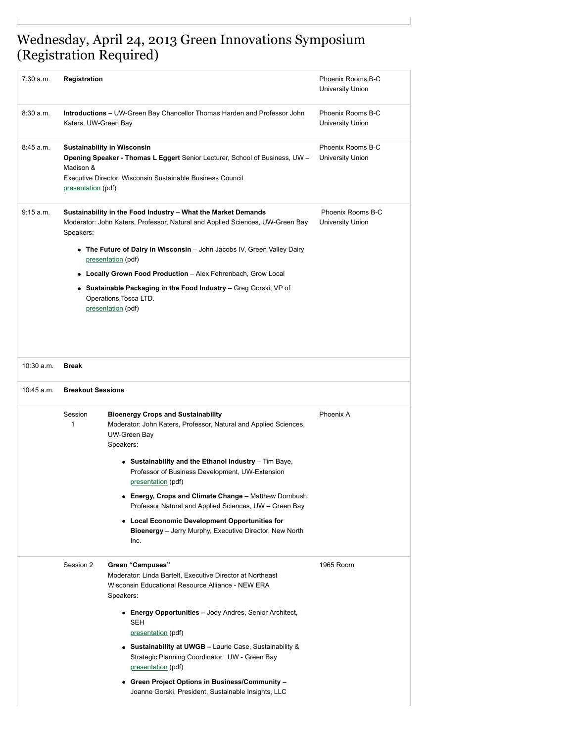# Wednesday, April 24, 2013 Green Innovations Symposium (Registration Required)

| | | | |
|---|---|---|---|
| 7:30 a.m. | **Registration** | | Phoenix Rooms B-C University Union |
| 8:30 a.m. | **Introductions –** UW-Green Bay Chancellor Thomas Harden and Professor John Katers, UW-Green Bay | | Phoenix Rooms B-C University Union |
| 8:45 a.m. | **Sustainability in Wisconsin**<br>**Opening Speaker - Thomas L Eggert** Senior Lecturer, School of Business, UW – Madison &<br>Executive Director, Wisconsin Sustainable Business Council<br>presentation (pdf) | | Phoenix Rooms B-C University Union |
| 9:15 a.m. | **Sustainability in the Food Industry – What the Market Demands**<br>Moderator: John Katers, Professor, Natural and Applied Sciences, UW-Green Bay<br>Speakers:<br>• **The Future of Dairy in Wisconsin** – John Jacobs IV, Green Valley Dairy presentation (pdf)<br>• **Locally Grown Food Production** – Alex Fehrenbach, Grow Local<br>• **Sustainable Packaging in the Food Industry** – Greg Gorski, VP of Operations,Tosca LTD. presentation (pdf) | | Phoenix Rooms B-C University Union |
| 10:30 a.m. | **Break** | | |
| 10:45 a.m. | **Breakout Sessions** | | |
| | Session 1 | **Bioenergy Crops and Sustainability**<br>Moderator: John Katers, Professor, Natural and Applied Sciences, UW-Green Bay<br>Speakers:<br>• **Sustainability and the Ethanol Industry** – Tim Baye, Professor of Business Development, UW-Extension presentation (pdf)<br>• **Energy, Crops and Climate Change** – Matthew Dornbush, Professor Natural and Applied Sciences, UW – Green Bay<br>• **Local Economic Development Opportunities for Bioenergy** – Jerry Murphy, Executive Director, New North Inc. | Phoenix A |
| | Session 2 | **Green "Campuses"**<br>Moderator: Linda Bartelt, Executive Director at Northeast Wisconsin Educational Resource Alliance - NEW ERA<br>Speakers:<br>• **Energy Opportunities –** Jody Andres, Senior Architect, SEH presentation (pdf)<br>• **Sustainability at UWGB –** Laurie Case, Sustainability & Strategic Planning Coordinator, UW - Green Bay presentation (pdf)<br>• **Green Project Options in Business/Community –** Joanne Gorski, President, Sustainable Insights, LLC | 1965 Room |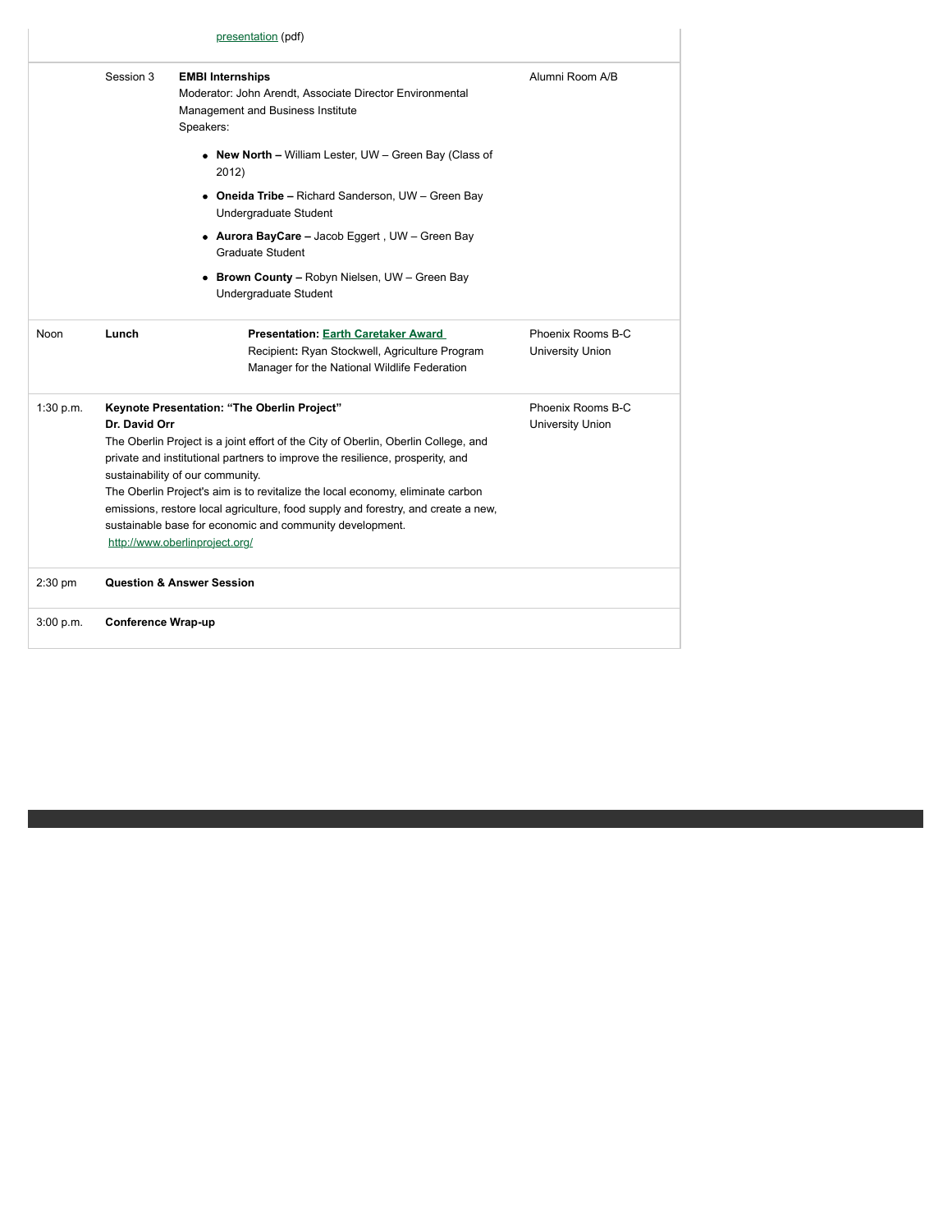| | | | |
|---|---|---|---|
| | | presentation (pdf) | |
| | Session 3 | **EMBI Internships**<br>Moderator: John Arendt, Associate Director Environmental Management and Business Institute<br>Speakers:<br>• **New North –** William Lester, UW – Green Bay (Class of 2012)<br>• **Oneida Tribe –** Richard Sanderson, UW – Green Bay Undergraduate Student<br>• **Aurora BayCare –** Jacob Eggert , UW – Green Bay Graduate Student<br>• **Brown County –** Robyn Nielsen, UW – Green Bay Undergraduate Student | Alumni Room A/B |
| Noon | **Lunch** | **Presentation: Earth Caretaker Award**<br>Recipient**:** Ryan Stockwell, Agriculture Program Manager for the National Wildlife Federation | Phoenix Rooms B-C University Union |
| 1:30 p.m. | **Keynote Presentation: "The Oberlin Project"**<br>**Dr. David Orr**<br>The Oberlin Project is a joint effort of the City of Oberlin, Oberlin College, and private and institutional partners to improve the resilience, prosperity, and sustainability of our community.<br>The Oberlin Project's aim is to revitalize the local economy, eliminate carbon emissions, restore local agriculture, food supply and forestry, and create a new, sustainable base for economic and community development.<br>http://www.oberlinproject.org/ | | Phoenix Rooms B-C University Union |
| 2:30 pm | **Question & Answer Session** | | |
| 3:00 p.m. | **Conference Wrap-up** | | |